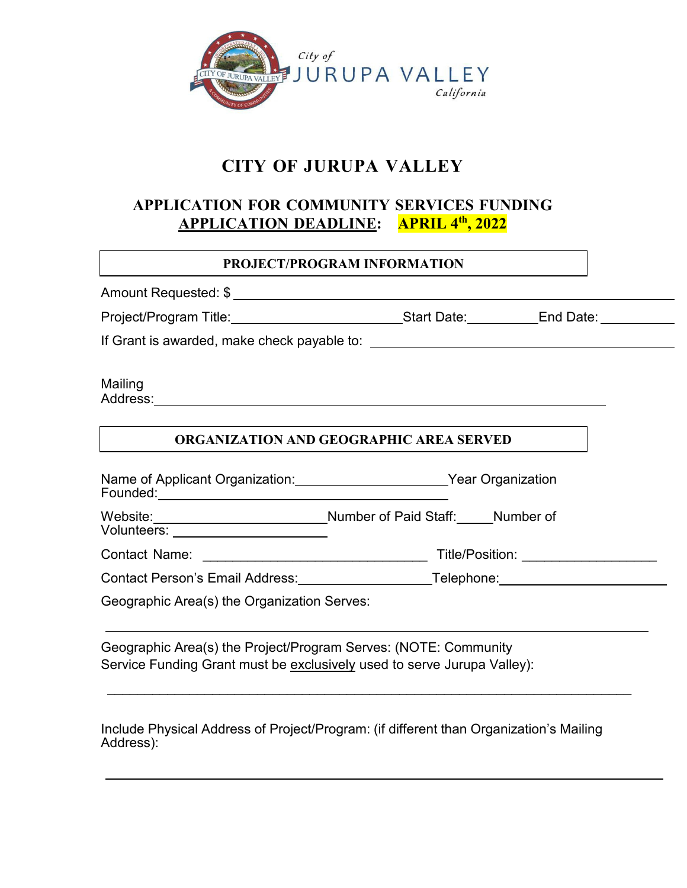City of JURUPA VALLEY California

# CITY OF JURUPA VALLEY

## APPLICATION FOR COMMUNITY SERVICES FUNDING

**APPLICATION DEADLINE: APRIL 4th, 2022**

### PROJECT/PROGRAM INFORMATION

Amount Requested: $ ______________________________

Project/Program Title: ______________________ Start Date: __________ End Date: __________

If Grant is awarded, make check payable to: ______________________________

Mailing Address: ______________________________

### ORGANIZATION AND GEOGRAPHIC AREA SERVED

Name of Applicant Organization: ____________________ Year Organization Founded: ____________________

Website: ______________________ Number of Paid Staff: _____ Number of Volunteers: ____________________

Contact Name: ______________________________ Title/Position: __________________

Contact Person's Email Address: __________________ Telephone: ______________________

Geographic Area(s) the Organization Serves:

______________________________________________________________

Geographic Area(s) the Project/Program Serves: (NOTE: Community Service Funding Grant must be exclusively used to serve Jurupa Valley):

______________________________________________________________

Include Physical Address of Project/Program: (if different than Organization's Mailing Address):

______________________________________________________________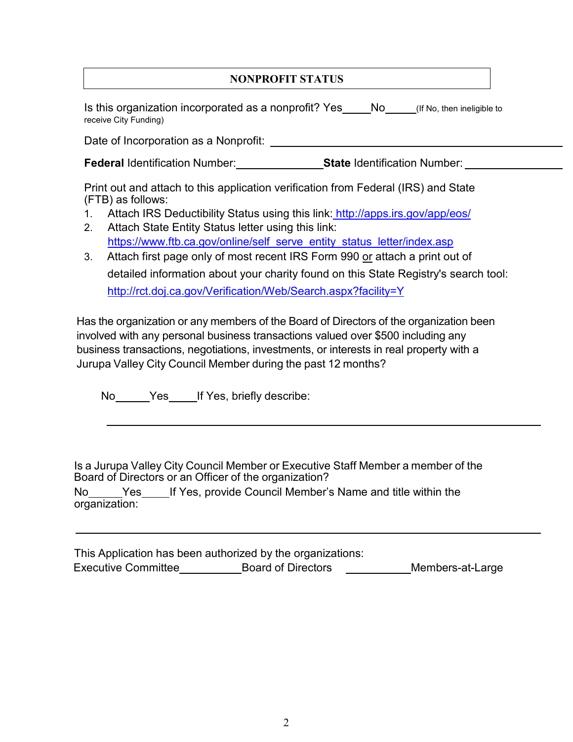## NONPROFIT STATUS

Is this organization incorporated as a nonprofit? Yes_____ No_____ (If No, then ineligible to receive City Funding)

Date of Incorporation as a Nonprofit: ____________________________________________

**Federal** Identification Number:_______________ **State** Identification Number: _______________

Print out and attach to this application verification from Federal (IRS) and State (FTB) as follows:

1. Attach IRS Deductibility Status using this link: http://apps.irs.gov/app/eos/
2. Attach State Entity Status letter using this link: https://www.ftb.ca.gov/online/self_serve_entity_status_letter/index.asp
3. Attach first page only of most recent IRS Form 990 or attach a print out of detailed information about your charity found on this State Registry's search tool: http://rct.doj.ca.gov/Verification/Web/Search.aspx?facility=Y

Has the organization or any members of the Board of Directors of the organization been involved with any personal business transactions valued over $500 including any business transactions, negotiations, investments, or interests in real property with a Jurupa Valley City Council Member during the past 12 months?

No______ Yes_____ If Yes, briefly describe:

_____________________________________________________________________________

Is a Jurupa Valley City Council Member or Executive Staff Member a member of the Board of Directors or an Officer of the organization?
No______ Yes_____ If Yes, provide Council Member's Name and title within the organization:

_____________________________________________________________________________

This Application has been authorized by the organizations:
Executive Committee___________ Board of Directors ___________ Members-at-Large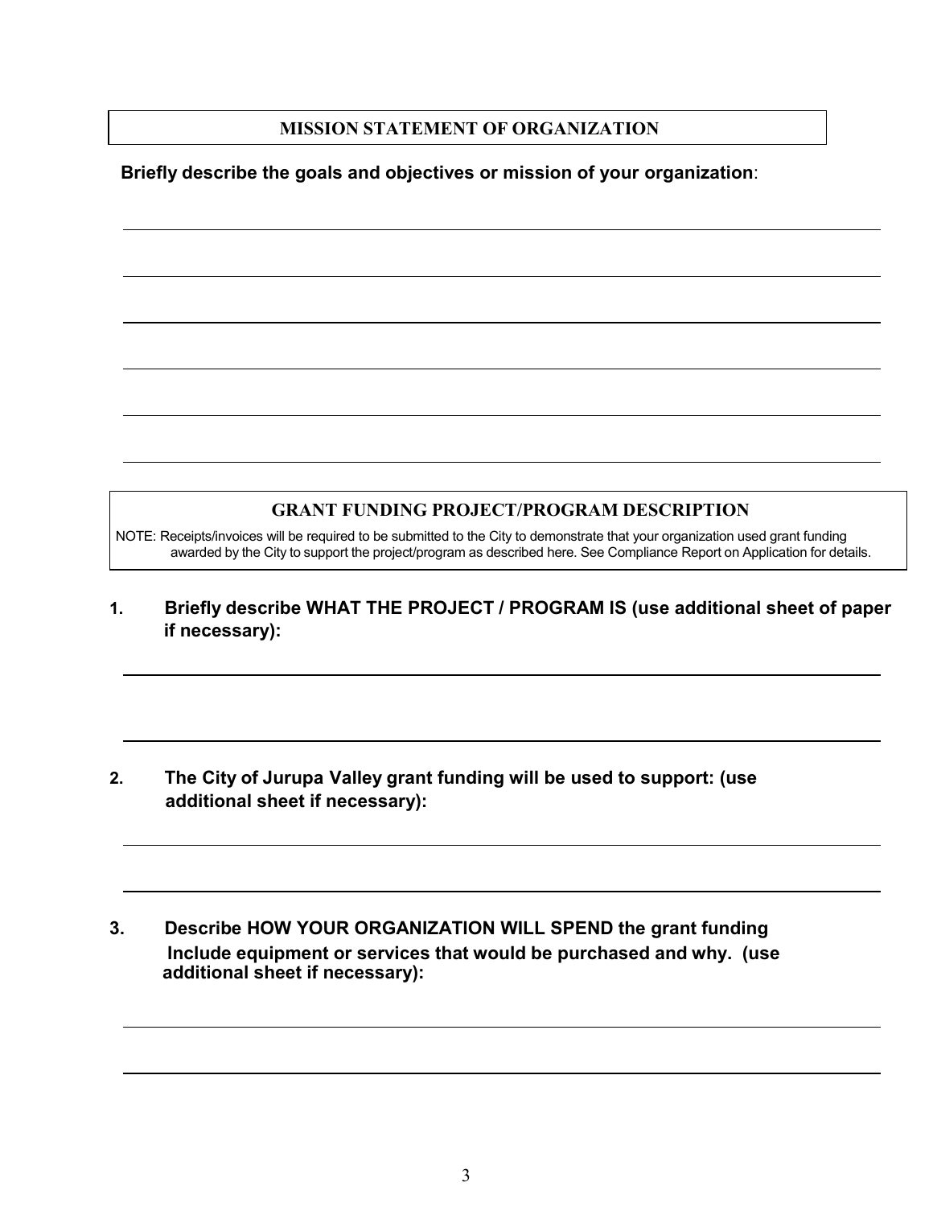## MISSION STATEMENT OF ORGANIZATION

**Briefly describe the goals and objectives or mission of your organization**:

______________________________________________________________________

______________________________________________________________________

______________________________________________________________________

______________________________________________________________________

______________________________________________________________________

______________________________________________________________________

## GRANT FUNDING PROJECT/PROGRAM DESCRIPTION

NOTE: Receipts/invoices will be required to be submitted to the City to demonstrate that your organization used grant funding awarded by the City to support the project/program as described here. See Compliance Report on Application for details.

**1. Briefly describe WHAT THE PROJECT / PROGRAM IS (use additional sheet of paper if necessary):**

______________________________________________________________________

______________________________________________________________________

**2. The City of Jurupa Valley grant funding will be used to support: (use additional sheet if necessary):**

______________________________________________________________________

______________________________________________________________________

**3. Describe HOW YOUR ORGANIZATION WILL SPEND the grant funding Include equipment or services that would be purchased and why. (use additional sheet if necessary):**

______________________________________________________________________

______________________________________________________________________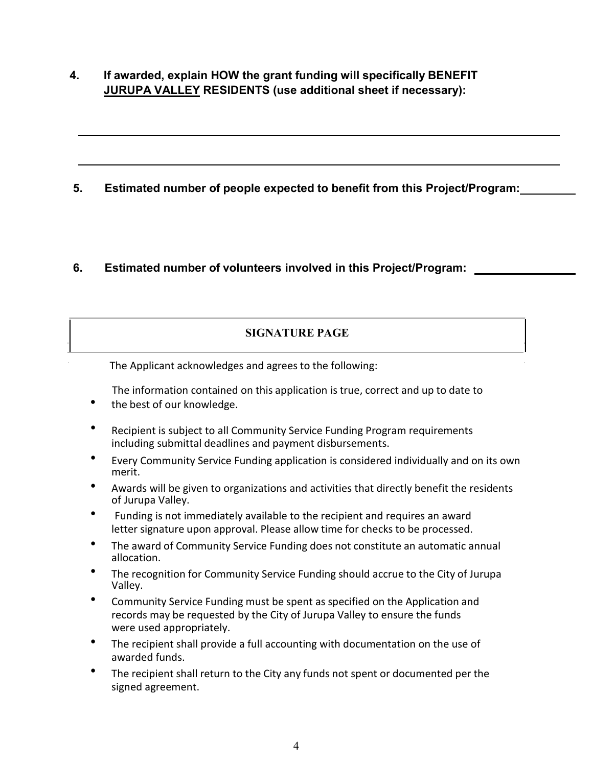4. **If awarded, explain HOW the grant funding will specifically BENEFIT <u>JURUPA VALLEY</u> RESIDENTS (use additional sheet if necessary):**

\_\_\_\_\_\_\_\_\_\_\_\_\_\_\_\_\_\_\_\_\_\_\_\_\_\_\_\_\_\_\_\_\_\_\_\_\_\_\_\_\_\_\_\_\_\_\_\_\_\_\_\_\_\_\_\_\_\_\_\_\_\_\_\_\_\_\_\_

\_\_\_\_\_\_\_\_\_\_\_\_\_\_\_\_\_\_\_\_\_\_\_\_\_\_\_\_\_\_\_\_\_\_\_\_\_\_\_\_\_\_\_\_\_\_\_\_\_\_\_\_\_\_\_\_\_\_\_\_\_\_\_\_\_\_\_\_

5. **Estimated number of people expected to benefit from this Project/Program:** \_\_\_\_\_\_\_\_\_\_

6. **Estimated number of volunteers involved in this Project/Program:** \_\_\_\_\_\_\_\_\_\_\_\_\_\_\_\_

## SIGNATURE PAGE

The Applicant acknowledges and agrees to the following:

- The information contained on this application is true, correct and up to date to the best of our knowledge.
- Recipient is subject to all Community Service Funding Program requirements including submittal deadlines and payment disbursements.
- Every Community Service Funding application is considered individually and on its own merit.
- Awards will be given to organizations and activities that directly benefit the residents of Jurupa Valley.
- Funding is not immediately available to the recipient and requires an award letter signature upon approval. Please allow time for checks to be processed.
- The award of Community Service Funding does not constitute an automatic annual allocation.
- The recognition for Community Service Funding should accrue to the City of Jurupa Valley.
- Community Service Funding must be spent as specified on the Application and records may be requested by the City of Jurupa Valley to ensure the funds were used appropriately.
- The recipient shall provide a full accounting with documentation on the use of awarded funds.
- The recipient shall return to the City any funds not spent or documented per the signed agreement.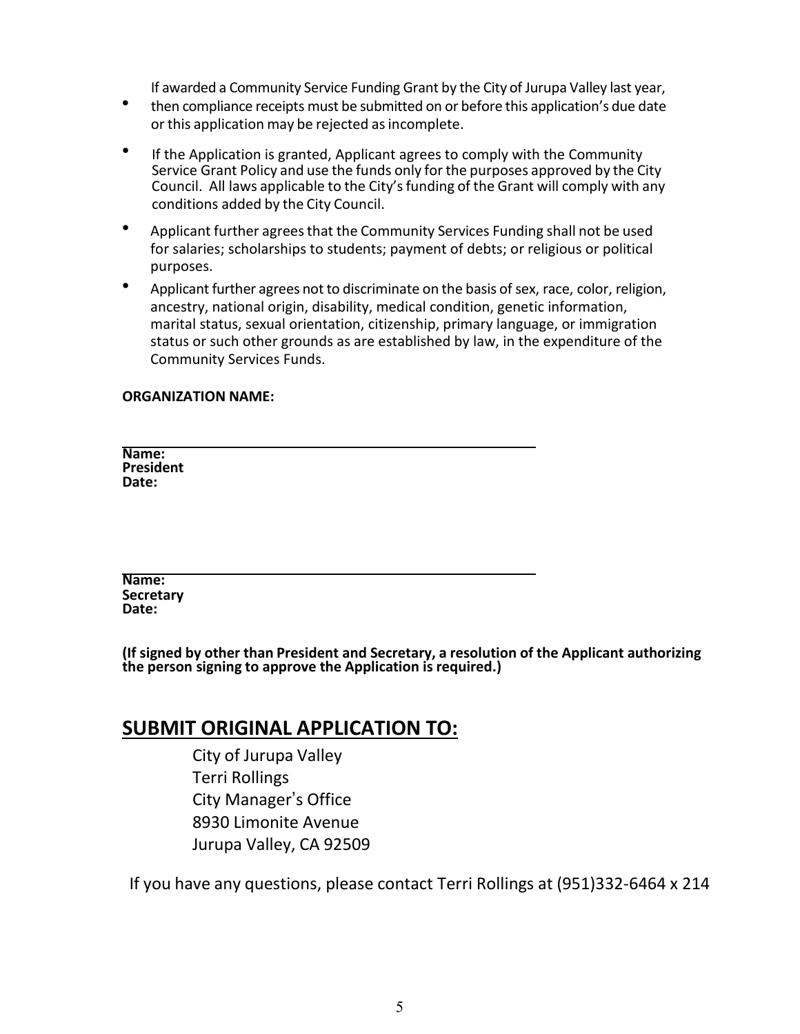- If awarded a Community Service Funding Grant by the City of Jurupa Valley last year, then compliance receipts must be submitted on or before this application's due date or this application may be rejected as incomplete.
- If the Application is granted, Applicant agrees to comply with the Community Service Grant Policy and use the funds only for the purposes approved by the City Council. All laws applicable to the City's funding of the Grant will comply with any conditions added by the City Council.
- Applicant further agrees that the Community Services Funding shall not be used for salaries; scholarships to students; payment of debts; or religious or political purposes.
- Applicant further agrees not to discriminate on the basis of sex, race, color, religion, ancestry, national origin, disability, medical condition, genetic information, marital status, sexual orientation, citizenship, primary language, or immigration status or such other grounds as are established by law, in the expenditure of the Community Services Funds.

**ORGANIZATION NAME:**

\_\_\_\_\_\_\_\_\_\_\_\_\_\_\_\_\_\_\_\_\_\_\_\_\_\_\_\_\_\_\_\_\_\_\_\_\_\_\_\_\_\_\_\_
**Name:**
**President**
**Date:**

\_\_\_\_\_\_\_\_\_\_\_\_\_\_\_\_\_\_\_\_\_\_\_\_\_\_\_\_\_\_\_\_\_\_\_\_\_\_\_\_\_\_\_\_
**Name:**
**Secretary**
**Date:**

**(If signed by other than President and Secretary, a resolution of the Applicant authorizing the person signing to approve the Application is required.)**

## SUBMIT ORIGINAL APPLICATION TO:

City of Jurupa Valley
Terri Rollings
City Manager's Office
8930 Limonite Avenue
Jurupa Valley, CA 92509

If you have any questions, please contact Terri Rollings at (951)332-6464 x 214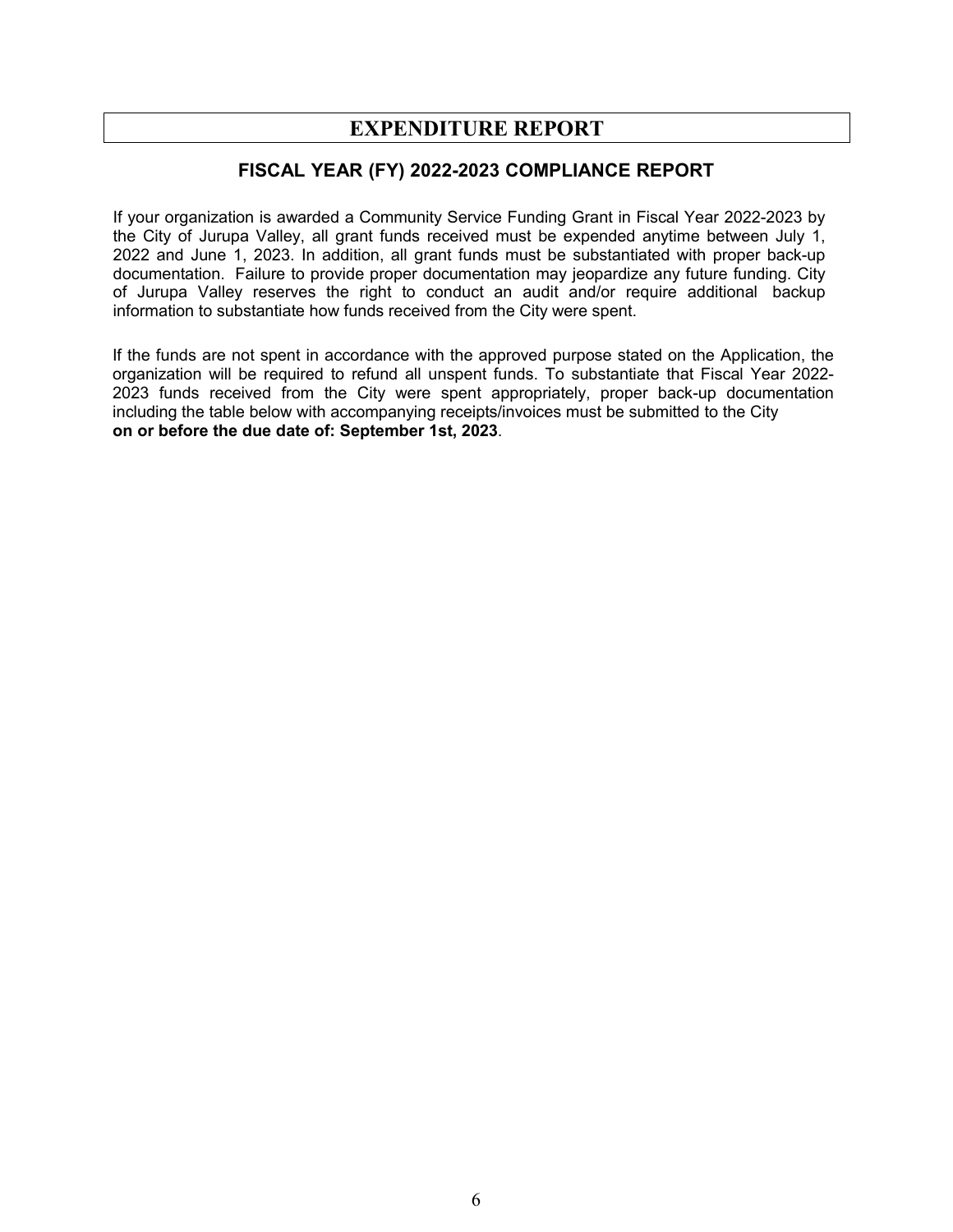# EXPENDITURE REPORT

## FISCAL YEAR (FY) 2022-2023 COMPLIANCE REPORT

If your organization is awarded a Community Service Funding Grant in Fiscal Year 2022-2023 by the City of Jurupa Valley, all grant funds received must be expended anytime between July 1, 2022 and June 1, 2023. In addition, all grant funds must be substantiated with proper back-up documentation. Failure to provide proper documentation may jeopardize any future funding. City of Jurupa Valley reserves the right to conduct an audit and/or require additional backup information to substantiate how funds received from the City were spent.

If the funds are not spent in accordance with the approved purpose stated on the Application, the organization will be required to refund all unspent funds. To substantiate that Fiscal Year 2022-2023 funds received from the City were spent appropriately, proper back-up documentation including the table below with accompanying receipts/invoices must be submitted to the City **on or before the due date of: September 1st, 2023**.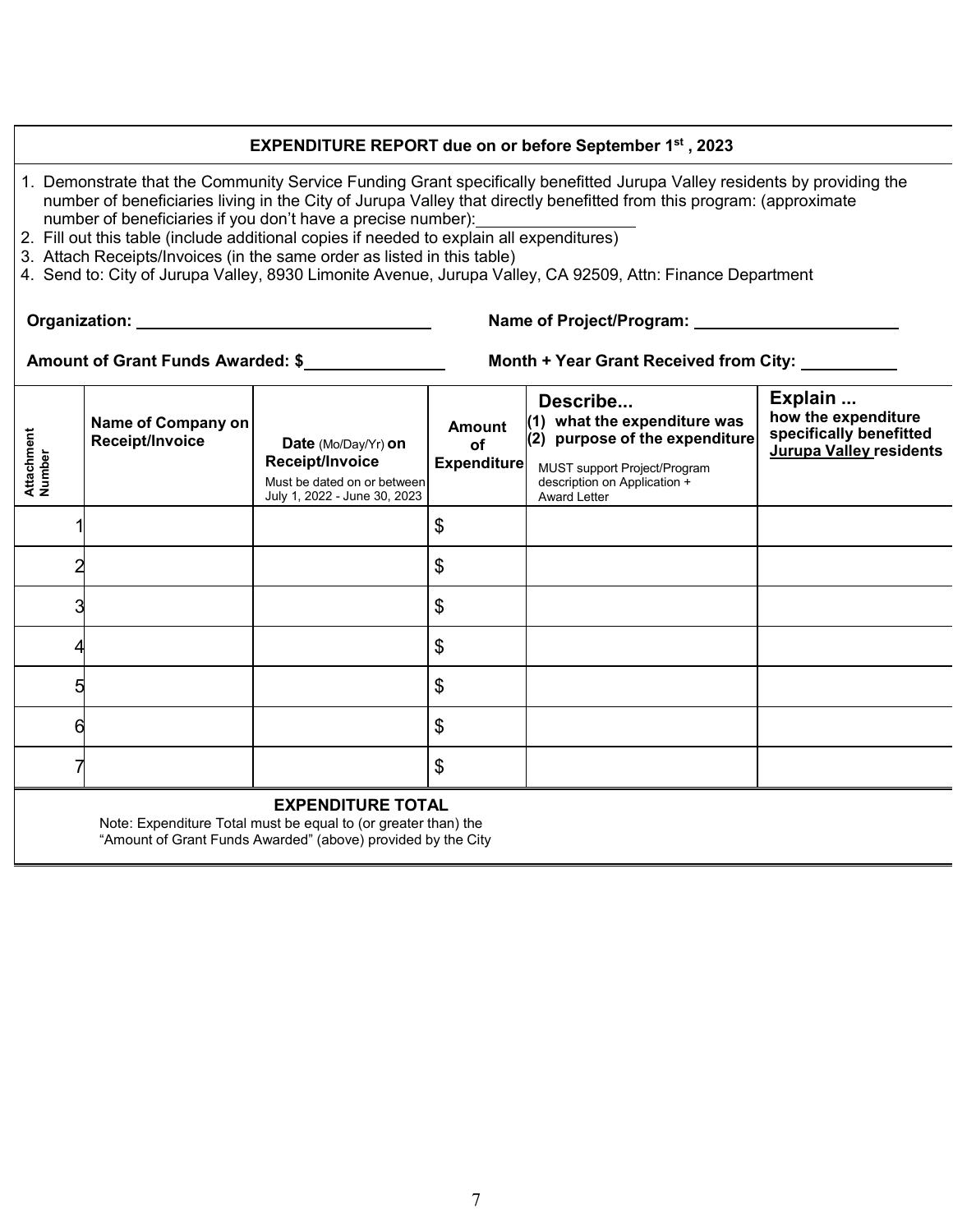## EXPENDITURE REPORT due on or before September 1st , 2023

1. Demonstrate that the Community Service Funding Grant specifically benefitted Jurupa Valley residents by providing the number of beneficiaries living in the City of Jurupa Valley that directly benefitted from this program: (approximate number of beneficiaries if you don't have a precise number):________________
2. Fill out this table (include additional copies if needed to explain all expenditures)
3. Attach Receipts/Invoices (in the same order as listed in this table)
4. Send to: City of Jurupa Valley, 8930 Limonite Avenue, Jurupa Valley, CA 92509, Attn: Finance Department

**Organization:** ______________________________ **Name of Project/Program:** ______________________

**Amount of Grant Funds Awarded: $** ______________ **Month + Year Grant Received from City:** __________

| Attachment Number | Name of Company on Receipt/Invoice | **Date** (Mo/Day/Yr) **on Receipt/Invoice** Must be dated on or between July 1, 2022 - June 30, 2023 | Amount of Expenditure | **Describe...** (1) what the expenditure was (2) purpose of the expenditure MUST support Project/Program description on Application + Award Letter | **Explain ...** how the expenditure specifically benefitted Jurupa Valley residents |
|---|---|---|---|---|---|
| 1 | | | $ | | |
| 2 | | | $ | | |
| 3 | | | $ | | |
| 4 | | | $ | | |
| 5 | | | $ | | |
| 6 | | | $ | | |
| 7 | | | $ | | |

**EXPENDITURE TOTAL**

Note: Expenditure Total must be equal to (or greater than) the "Amount of Grant Funds Awarded" (above) provided by the City